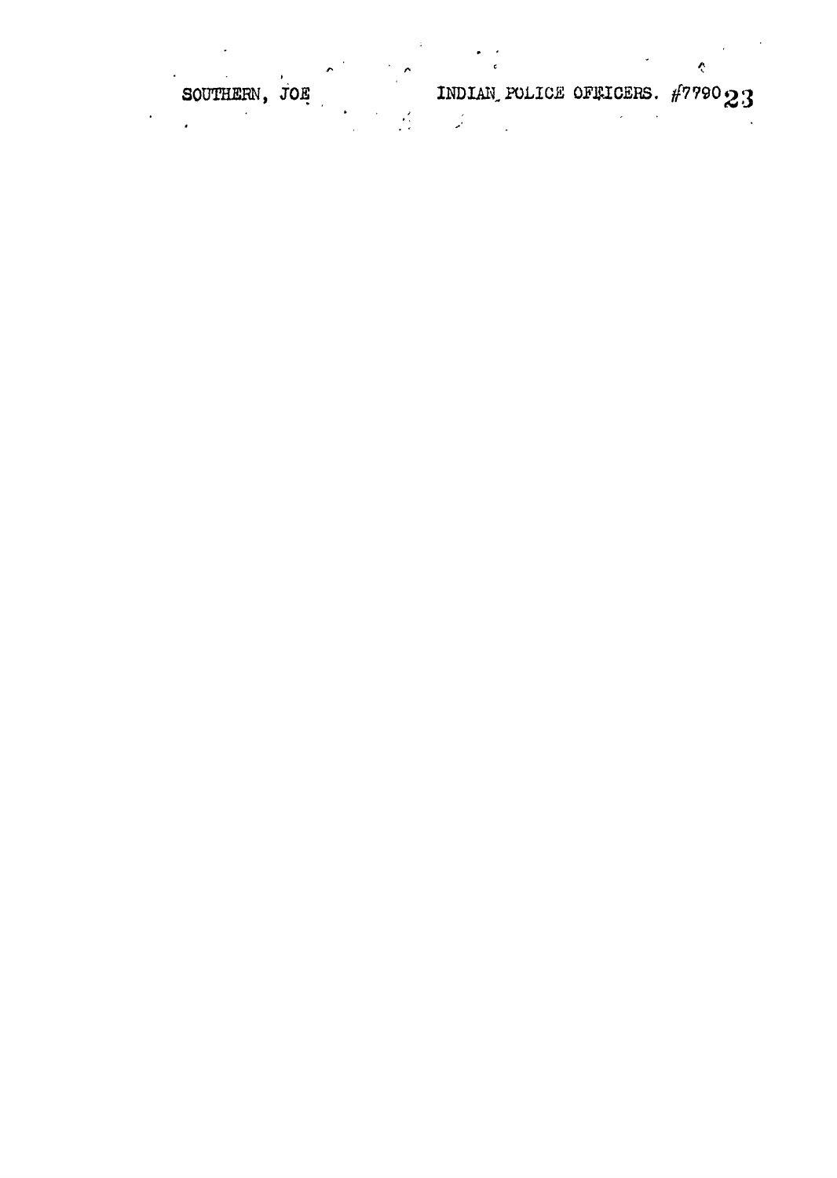SOUTHERN, JOE INDIAN POLICE OFFICERS. #7790 23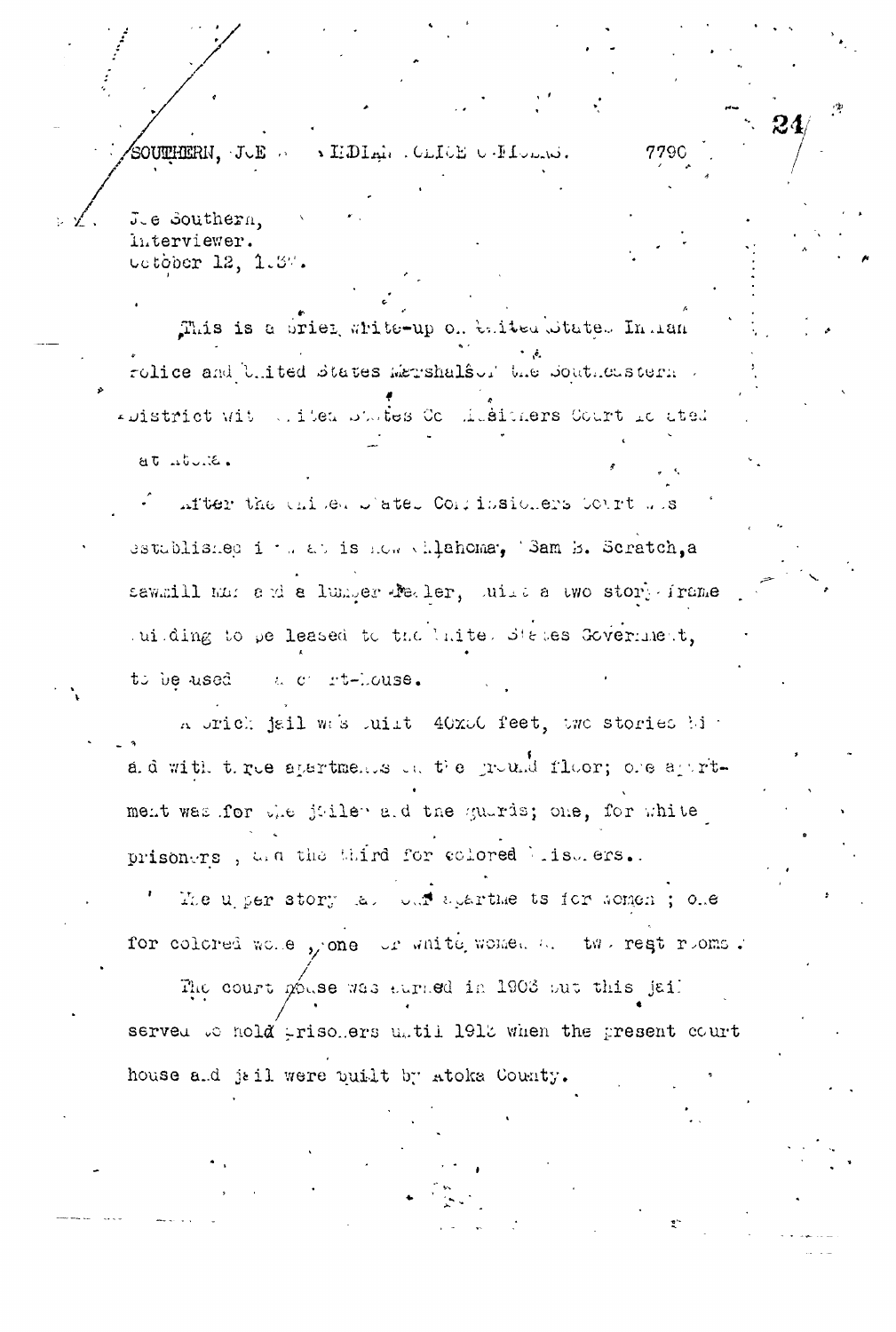SOUTHERN, JOE INDIAN POLICE OFFICERS. 7790

Joe Southern,
Interviewer.
October 12, 193.

This is a brief write-up on United States Indian Police and United States Marshals of the Southeastern District with United States Commissioners Court located at Atoka.

After the United States Commissioners Court was established in what is now Oklahoma, Sam B. Scratch, a sawmill man and a lumber dealer, built a two story frame building to be leased to the United States Government, to be used as a court-house.

A brick jail was built 40x60 feet, two stories high and with three apartments on the ground floor; one apartment was for the jailer and the guards; one, for white prisoners, and the third for colored prisoners.

The upper story had four apartments for women; one for colored women, one for white women and two rest rooms.

The court house was burned in 1903 but this jail served to hold prisoners until 1913 when the present court house and jail were built by Atoka County.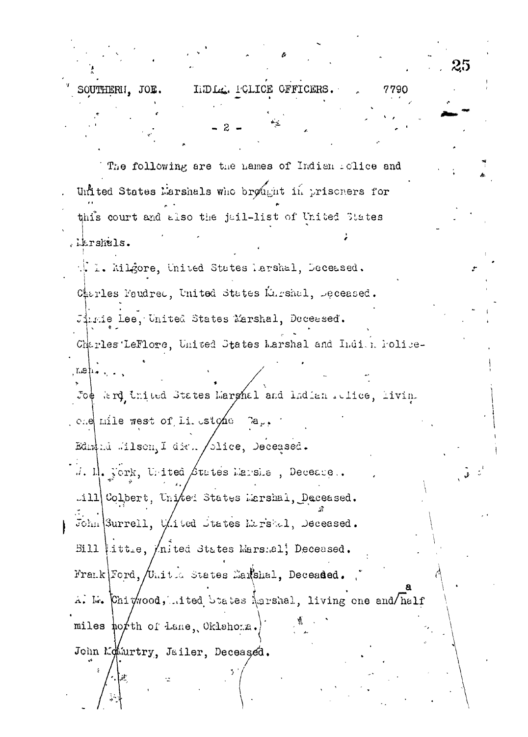SOUTHERN, JOE. INDIAN POLICE OFFICERS. 7790

\- 2 -

The following are the names of Indian Police and United States Marshals who brought in prisoners for this court and also the jail-list of United States Marshals.

W. L. Kilgore, United States Marshal, Deceased.

Charles Paudree, United States Marshal, Deceased.

Jimmie Lee, United States Marshal, Deceased.

Charles LeFlore, United States Marshal and Indian Policeman.

Joe Ward, United States Marshal and Indian Police, living one mile west of Limestone Gap.

Edmund Wilson, Indian Police, Deceased.

W. M. York, United States Marshal, Deceased.

Bill Colbert, United States Marshal, Deceased.

John Surrell, United States Marshal, Deceased.

Bill Little, United States Marshal, Deceased.

Frank Ford, United States Marshal, Deceased.

A. M. Chitwood, United States Marshal, living one and a half miles north of Lane, Oklahoma.

John McMurtry, Jailer, Deceased.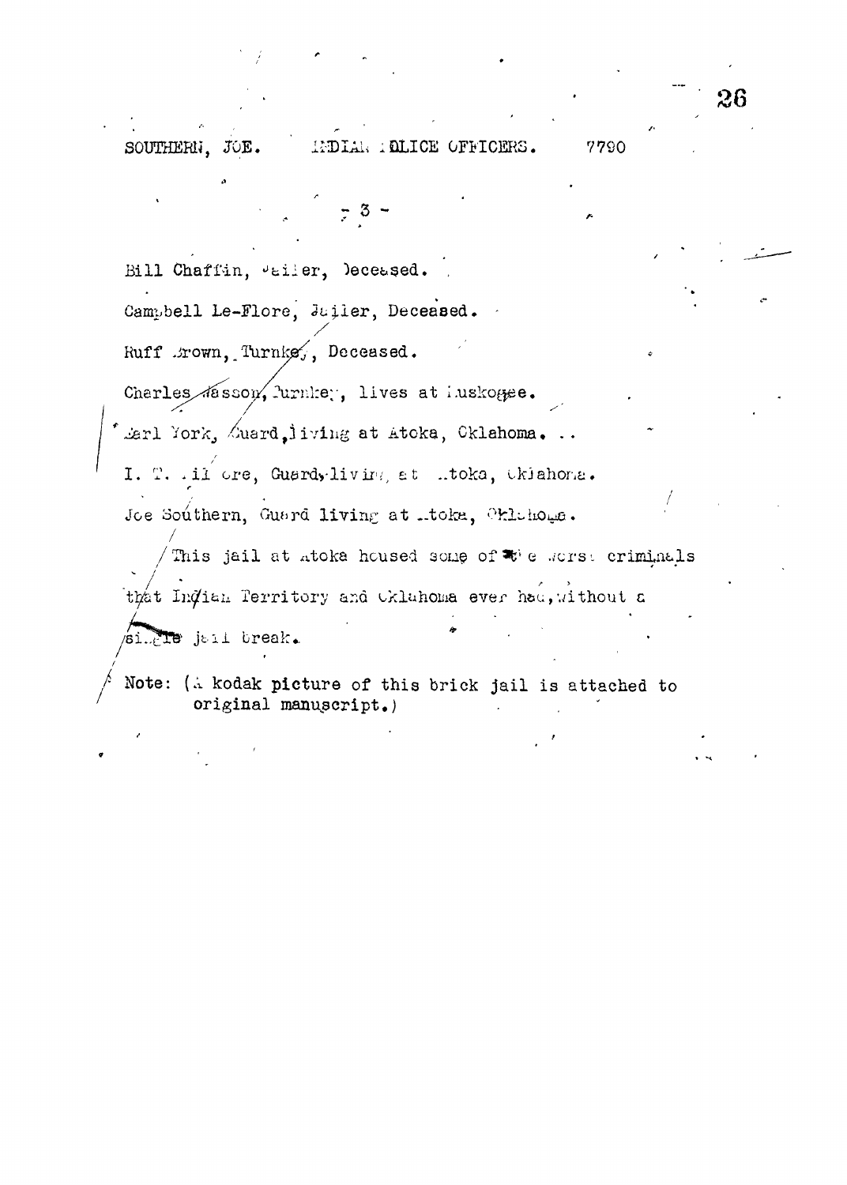SOUTHERN, JOE. INDIAN POLICE OFFICERS. 7790

- 3 -

Bill Chaffin, Jailer, Deceased.

Campbell Le-Flore, Jailer, Deceased.

Ruff Brown, Turnkey, Deceased.

Charles Masson, Turnkey, lives at Muskogee.

Earl York, Guard, living at Atoka, Oklahoma. ..

I. T. Gilmore, Guard, living at Atoka, Oklahoma.

Joe Southern, Guard living at Atoka, Oklahoma.

This jail at Atoka housed some of the worst criminals that Indian Territory and Oklahoma ever had, without a single jail break.

Note: (A kodak picture of this brick jail is attached to original manuscript.)